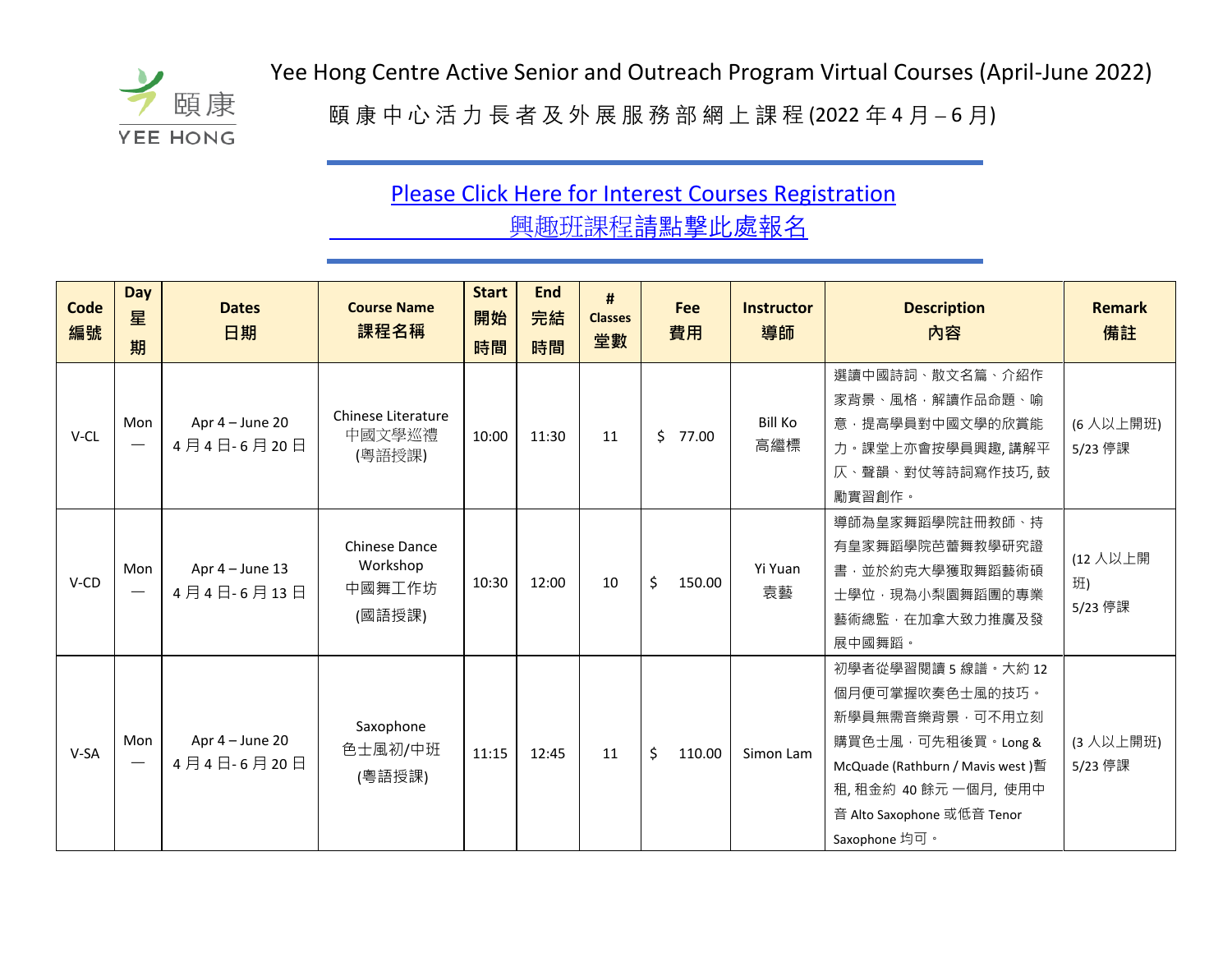# Yee Hong Centre Active Senior and Outreach Program Virtual Courses (April-June 2022)

## 頤康中心活力長者及外展服務部網上課程 (2022 年 4 月 – 6 月)

[Please Click Here for Interest Courses Registration](#)

[興趣班課程請點擊此處報名](#)

| Code 編號 | Day 星期 | Dates 日期 | Course Name 課程名稱 | Start 開始時間 | End 完結時間 | # Classes 堂數 | Fee 費用 | Instructor 導師 | Description 內容 | Remark 備註 |
|---|---|---|---|---|---|---|---|---|---|---|
| V-CL | Mon 一 | Apr 4 – June 20 4 月 4 日- 6 月 20 日 | Chinese Literature 中國文學巡禮 (粵語授課) | 10:00 | 11:30 | 11 | $ 77.00 | Bill Ko 高繼標 | 選讀中國詩詞、散文名篇、介紹作家背景、風格，解讀作品命題、喻意，提高學員對中國文學的欣賞能力。課堂上亦會按學員興趣, 講解平仄、聲韻、對仗等詩詞寫作技巧, 鼓勵實習創作。 | (6 人以上開班) 5/23 停課 |
| V-CD | Mon 一 | Apr 4 – June 13 4 月 4 日- 6 月 13 日 | Chinese Dance Workshop 中國舞工作坊 (國語授課) | 10:30 | 12:00 | 10 | $ 150.00 | Yi Yuan 袁藝 | 導師為皇家舞蹈學院註冊教師、持有皇家舞蹈學院芭蕾舞教學研究證書，並於約克大學獲取舞蹈藝術碩士學位，現為小梨園舞蹈團的專業藝術總監，在加拿大致力推廣及發展中國舞蹈。 | (12 人以上開班) 5/23 停課 |
| V-SA | Mon 一 | Apr 4 – June 20 4 月 4 日- 6 月 20 日 | Saxophone 色士風初/中班 (粵語授課) | 11:15 | 12:45 | 11 | $ 110.00 | Simon Lam | 初學者從學習閱讀 5 線譜。大約 12 個月便可掌握吹奏色士風的技巧。新學員無需音樂背景，可不用立刻購買色士風，可先租後買。Long & McQuade (Rathburn / Mavis west )暫租, 租金約 40 餘元 一個月, 使用中音 Alto Saxophone 或低音 Tenor Saxophone 均可。 | (3 人以上開班) 5/23 停課 |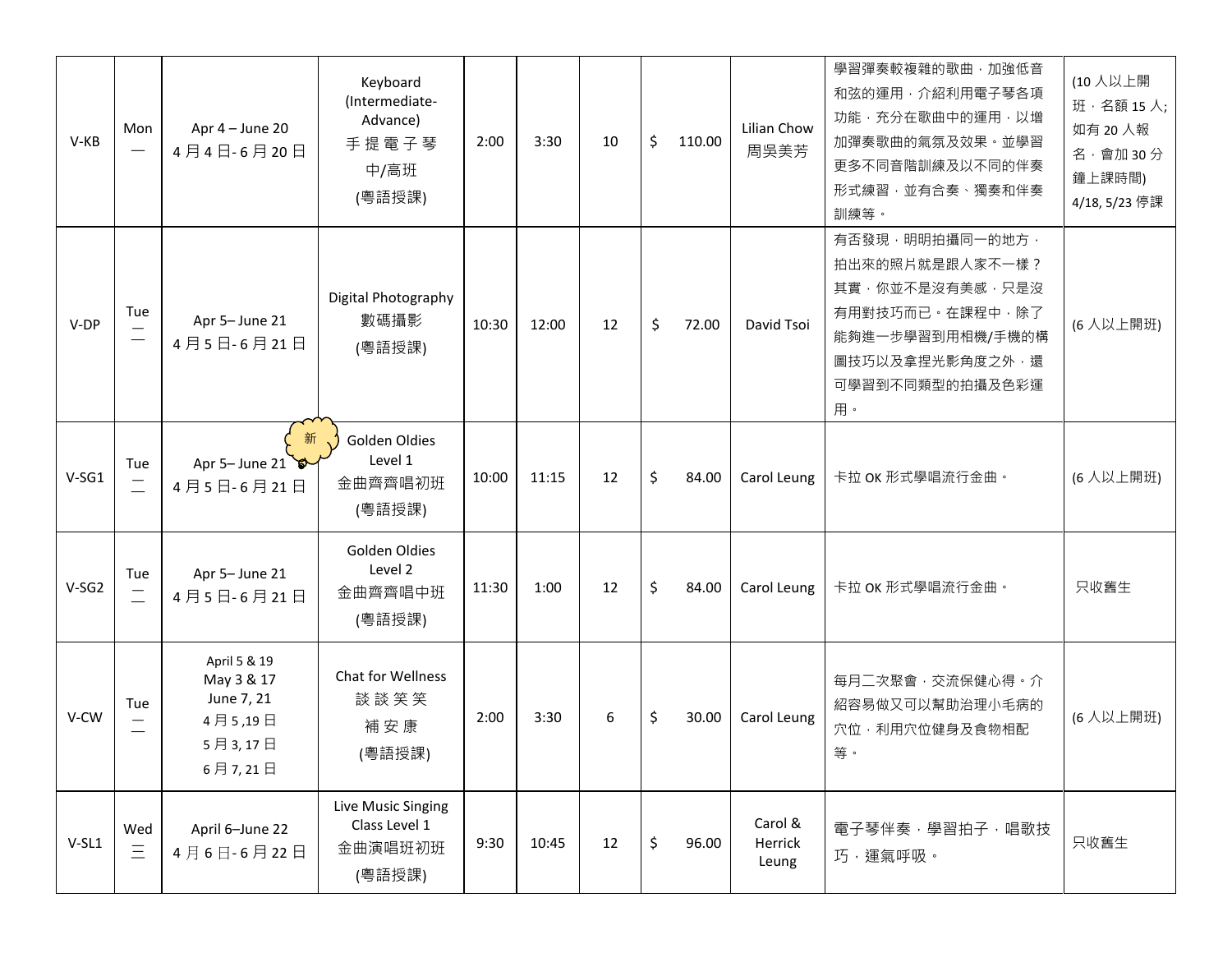| | | | | | | | | | | |
|---|---|---|---|---|---|---|---|---|---|---|
| V-KB | Mon 一 | Apr 4 – June 20 4 月 4 日- 6 月 20 日 | Keyboard (Intermediate-Advance) 手 提 電 子 琴 中/高班 (粵語授課) | 2:00 | 3:30 | 10 | $ 110.00 | Lilian Chow 周吳美芳 | 學習彈奏較複雜的歌曲，加強低音和弦的運用，介紹利用電子琴各項功能，充分在歌曲中的運用，以增加彈奏歌曲的氣氛及效果。並學習更多不同音階訓練及以不同的伴奏形式練習，並有合奏、獨奏和伴奏訓練等。 | (10 人以上開班，名額 15 人; 如有 20 人報名，會加 30 分鐘上課時間) 4/18, 5/23 停課 |
| V-DP | Tue 二 | Apr 5– June 21 4 月 5 日- 6 月 21 日 | Digital Photography 數碼攝影 (粵語授課) | 10:30 | 12:00 | 12 | $ 72.00 | David Tsoi | 有否發現，明明拍攝同一的地方，拍出來的照片就是跟人家不一樣？其實，你並不是沒有美感，只是沒有用對技巧而已。在課程中，除了能夠進一步學習到用相機/手機的構圖技巧以及拿捏光影角度之外，還可學習到不同類型的拍攝及色彩運用。 | (6 人以上開班) |
| V-SG1 | Tue 二 | 新 Apr 5– June 21 4 月 5 日- 6 月 21 日 | Golden Oldies Level 1 金曲齊齊唱初班 (粵語授課) | 10:00 | 11:15 | 12 | $ 84.00 | Carol Leung | 卡拉 OK 形式學唱流行金曲。 | (6 人以上開班) |
| V-SG2 | Tue 二 | Apr 5– June 21 4 月 5 日- 6 月 21 日 | Golden Oldies Level 2 金曲齊齊唱中班 (粵語授課) | 11:30 | 1:00 | 12 | $ 84.00 | Carol Leung | 卡拉 OK 形式學唱流行金曲。 | 只收舊生 |
| V-CW | Tue 二 | April 5 & 19 May 3 & 17 June 7, 21 4 月 5 ,19 日 5 月 3, 17 日 6 月 7, 21 日 | Chat for Wellness 談 談 笑 笑 補 安 康 (粵語授課) | 2:00 | 3:30 | 6 | $ 30.00 | Carol Leung | 每月二次聚會，交流保健心得。介紹容易做又可以幫助治理小毛病的穴位，利用穴位健身及食物相配等。 | (6 人以上開班) |
| V-SL1 | Wed 三 | April 6–June 22 4 月 6 日- 6 月 22 日 | Live Music Singing Class Level 1 金曲演唱班初班 (粵語授課) | 9:30 | 10:45 | 12 | $ 96.00 | Carol & Herrick Leung | 電子琴伴奏，學習拍子，唱歌技巧，運氣呼吸。 | 只收舊生 |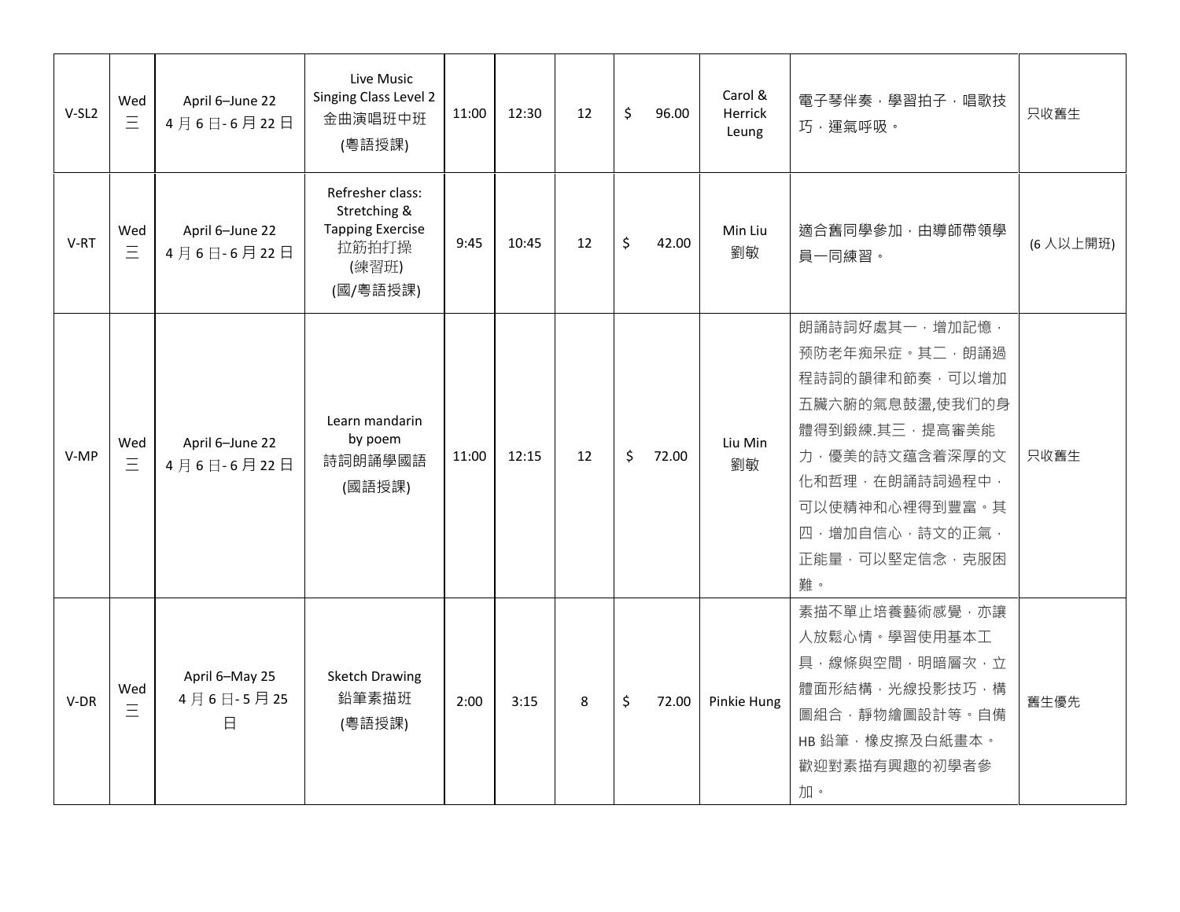| | | | | | | | | | | |
|---|---|---|---|---|---|---|---|---|---|---|
| V-SL2 | Wed 三 | April 6–June 22 4 月 6 日- 6 月 22 日 | Live Music Singing Class Level 2 金曲演唱班中班 (粵語授課) | 11:00 | 12:30 | 12 | $ 96.00 | Carol & Herrick Leung | 電子琴伴奏，學習拍子，唱歌技巧，運氣呼吸。 | 只收舊生 |
| V-RT | Wed 三 | April 6–June 22 4 月 6 日- 6 月 22 日 | Refresher class: Stretching & Tapping Exercise 拉筋拍打操 (練習班) (國/粵語授課) | 9:45 | 10:45 | 12 | $ 42.00 | Min Liu 劉敏 | 適合舊同學參加，由導師帶領學員一同練習。 | (6 人以上開班) |
| V-MP | Wed 三 | April 6–June 22 4 月 6 日- 6 月 22 日 | Learn mandarin by poem 詩詞朗誦學國語 (國語授課) | 11:00 | 12:15 | 12 | $ 72.00 | Liu Min 劉敏 | 朗誦詩詞好處其一，增加記憶，预防老年痴呆症。其二，朗誦過程詩詞的韻律和節奏，可以增加五臟六腑的氣息鼓盪,使我们的身體得到鍛練.其三，提高審美能力，優美的詩文蘊含着深厚的文化和哲理，在朗誦詩詞過程中，可以使精神和心裡得到豐富。其四，增加自信心，詩文的正氣，正能量，可以堅定信念，克服困難。 | 只收舊生 |
| V-DR | Wed 三 | April 6–May 25 4 月 6 日- 5 月 25 日 | Sketch Drawing 鉛筆素描班 (粵語授課) | 2:00 | 3:15 | 8 | $ 72.00 | Pinkie Hung | 素描不單止培養藝術感覺，亦讓人放鬆心情。學習使用基本工具，線條與空間，明暗層次，立體面形結構，光線投影技巧，構圖組合，静物繪圖設計等。自備 HB 鉛筆，橡皮擦及白紙畫本。歡迎對素描有興趣的初學者參加。 | 舊生優先 |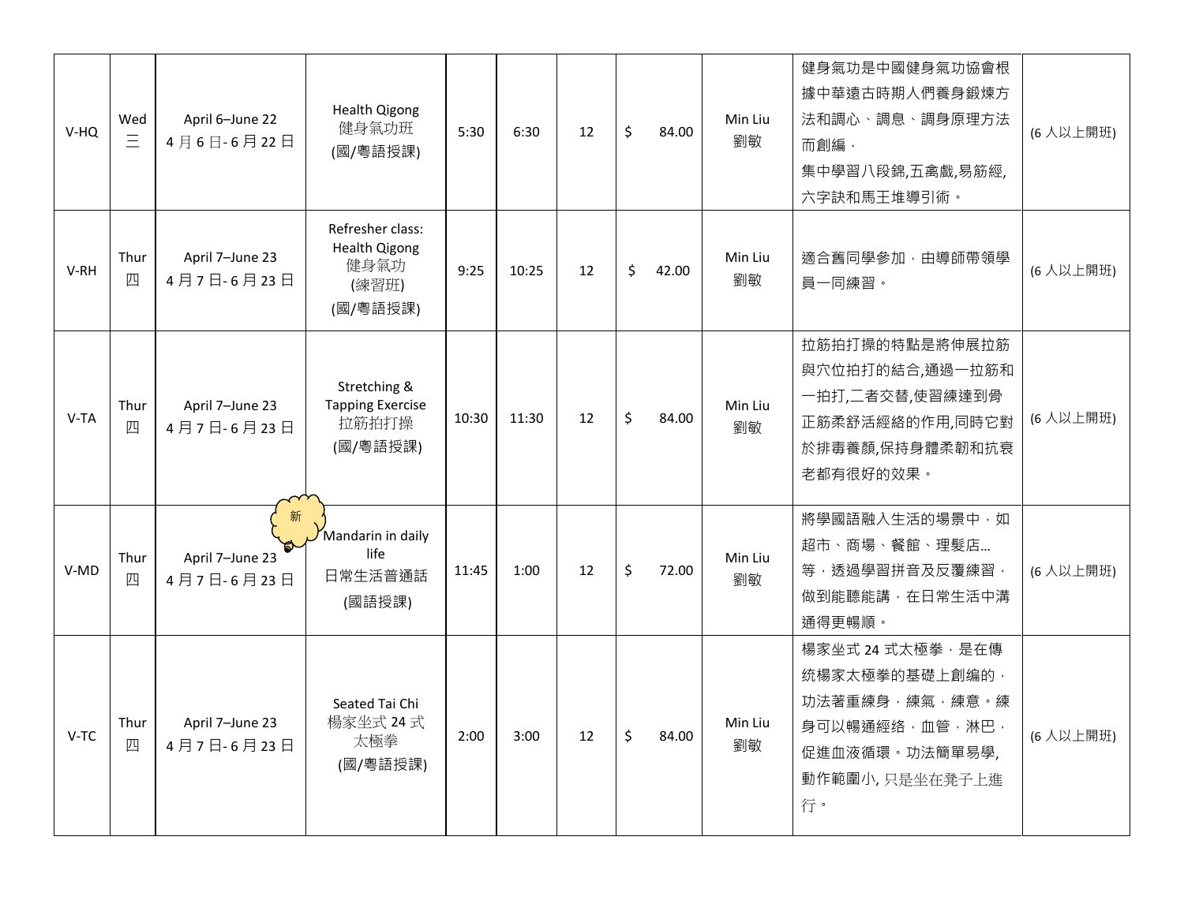| V-HQ | Wed<br>三 | April 6–June 22<br>4 月 6 日- 6 月 22 日 | Health Qigong<br>健身氣功班<br>(國/粵語授課) | 5:30 | 6:30 | 12 | $ 84.00 | Min Liu<br>劉敏 | 健身氣功是中國健身氣功協會根據中華遠古時期人們養身鍛煉方法和調心、調息、調身原理方法而創編，<br>集中學習八段錦,五禽戲,易筋經,六字訣和馬王堆導引術。 | (6 人以上開班) |
|---|---|---|---|---|---|---|---|---|---|---|
| V-RH | Thur<br>四 | April 7–June 23<br>4 月 7 日- 6 月 23 日 | Refresher class:<br>Health Qigong<br>健身氣功<br>(練習班)<br>(國/粵語授課) | 9:25 | 10:25 | 12 | $ 42.00 | Min Liu<br>劉敏 | 適合舊同學參加，由導師帶領學員一同練習。 | (6 人以上開班) |
| V-TA | Thur<br>四 | April 7–June 23<br>4 月 7 日- 6 月 23 日 | Stretching & Tapping Exercise<br>拉筋拍打操<br>(國/粵語授課) | 10:30 | 11:30 | 12 | $ 84.00 | Min Liu<br>劉敏 | 拉筋拍打操的特點是將伸展拉筋與穴位拍打的結合,通過一拉筋和一拍打,二者交替,使習練達到骨正筋柔舒活經絡的作用,同時它對於排毒養顏,保持身體柔韌和抗衰老都有很好的效果。 | (6 人以上開班) |
| V-MD | Thur<br>四 | April 7–June 23<br>4 月 7 日- 6 月 23 日 | 新<br>Mandarin in daily life<br>日常生活普通話<br>(國語授課) | 11:45 | 1:00 | 12 | $ 72.00 | Min Liu<br>劉敏 | 將學國語融入生活的場景中，如超市、商場、餐館、理髮店…等，透過學習拼音及反覆練習，做到能聽能講，在日常生活中溝通得更暢順。 | (6 人以上開班) |
| V-TC | Thur<br>四 | April 7–June 23<br>4 月 7 日- 6 月 23 日 | Seated Tai Chi<br>楊家坐式 24 式太極拳<br>(國/粵語授課) | 2:00 | 3:00 | 12 | $ 84.00 | Min Liu<br>劉敏 | 楊家坐式 24 式太極拳，是在傳统楊家太極拳的基礎上創编的，功法著重練身，練氣，練意。練身可以暢通經絡，血管，淋巴，促進血液循環。功法簡單易學,動作範圍小, 只是坐在凳子上進行。 | (6 人以上開班) |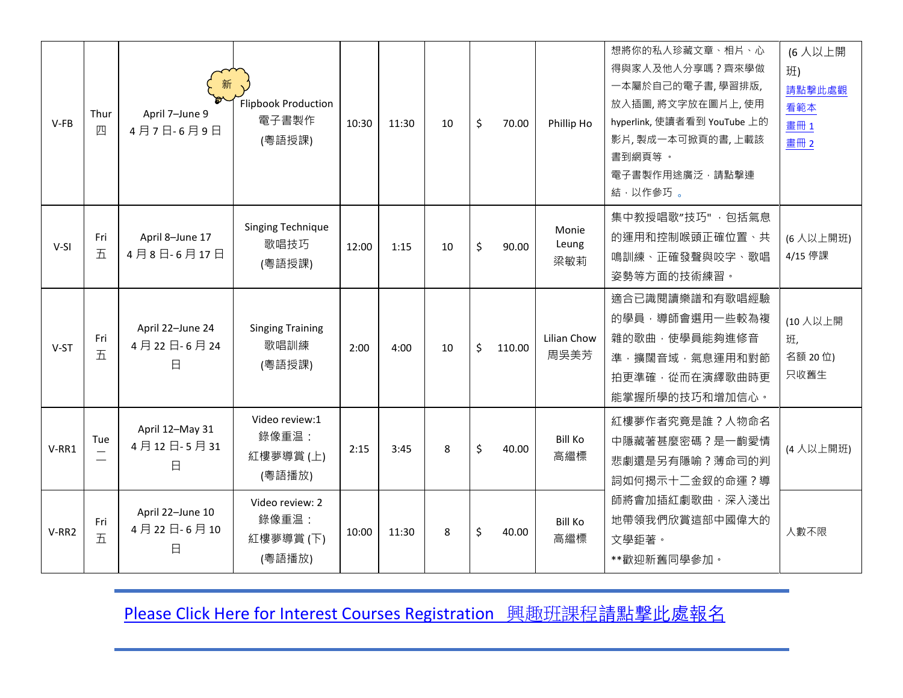| | | | | | | | | | | |
|---|---|---|---|---|---|---|---|---|---|---|
| V-FB | Thur 四 | April 7–June 9 4 月 7 日- 6 月 9 日 | 新 Flipbook Production 電子書製作 (粵語授課) | 10:30 | 11:30 | 10 | $ 70.00 | Phillip Ho | 想將你的私人珍藏文章、相片、心得與家人及他人分享嗎？齊來學做一本屬於自己的電子書, 學習排版, 放入插圖, 將文字放在圖片上, 使用 hyperlink, 使讀者看到 YouTube 上的影片, 製成一本可掀頁的書, 上載該書到網頁等 。 電子書製作用途廣泛，請點擊連結，以作參巧 。 | (6 人以上開班) 請點擊此處觀看範本 書冊 1 書冊 2 |
| V-SI | Fri 五 | April 8–June 17 4 月 8 日- 6 月 17 日 | Singing Technique 歌唱技巧 (粵語授課) | 12:00 | 1:15 | 10 | $ 90.00 | Monie Leung 梁敏莉 | 集中教授唱歌”技巧"，包括氣息的運用和控制喉頭正確位置、共鳴訓練、正確發聲與咬字、歌唱姿勢等方面的技術練習。 | (6 人以上開班) 4/15 停課 |
| V-ST | Fri 五 | April 22–June 24 4 月 22 日- 6 月 24 日 | Singing Training 歌唱訓練 (粵語授課) | 2:00 | 4:00 | 10 | $ 110.00 | Lilian Chow 周吳美芳 | 適合已識閱讀樂譜和有歌唱經驗的學員，導師會選用一些較為複雜的歌曲，使學員能夠進修音準，擴闊音域，氣息運用和對節拍更準確，從而在演繹歌曲時更能掌握所學的技巧和增加信心。 | (10 人以上開班, 名額 20 位) 只收舊生 |
| V-RR1 | Tue 二 | April 12–May 31 4 月 12 日- 5 月 31 日 | Video review:1 錄像重溫： 紅樓夢導賞 (上) (粵語播放) | 2:15 | 3:45 | 8 | $ 40.00 | Bill Ko 高繼標 | 紅樓夢作者究竟是誰？人物命名中隱藏著甚麼密碼？是一齣愛情悲劇還是另有隱喻？薄命司的判詞如何揭示十二金釵的命運？導師將會加插紅劇歌曲，深入淺出地帶領我們欣賞這部中國偉大的文學鉅著。 **歡迎新舊同學參加。 | (4 人以上開班) |
| V-RR2 | Fri 五 | April 22–June 10 4 月 22 日- 6 月 10 日 | Video review: 2 錄像重温： 紅樓夢導賞 (下) (粵語播放) | 10:00 | 11:30 | 8 | $ 40.00 | Bill Ko 高繼標 | | 人數不限 |

Please Click Here for Interest Courses Registration 興趣班課程請點擊此處報名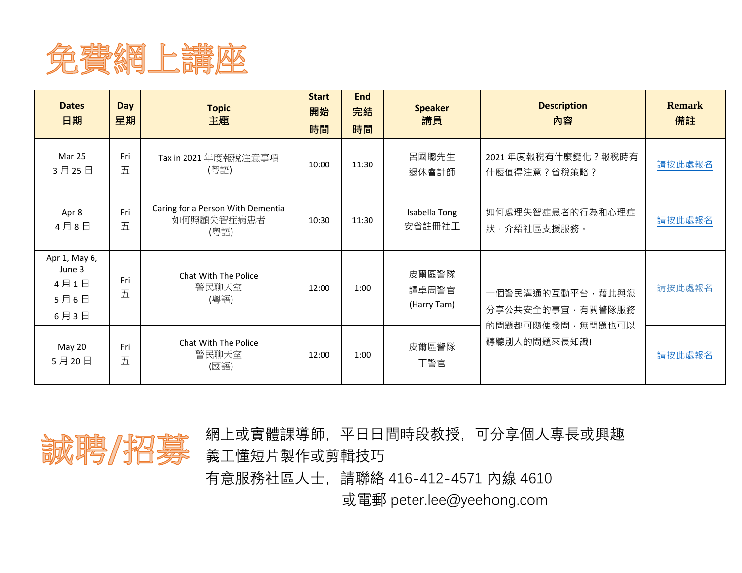# 免費網上講座

| Dates<br>日期 | Day<br>星期 | Topic<br>主題 | Start<br>開始<br>時間 | End<br>完結<br>時間 | Speaker<br>講員 | Description<br>內容 | Remark<br>備註 |
|---|---|---|---|---|---|---|---|
| Mar 25<br>3 月 25 日 | Fri<br>五 | Tax in 2021 年度報稅注意事項<br>(粵語) | 10:00 | 11:30 | 呂國聰先生<br>退休會計師 | 2021 年度報稅有什麼變化？報稅時有什麼值得注意？省稅策略？ | 請按此處報名 |
| Apr 8<br>4 月 8 日 | Fri<br>五 | Caring for a Person With Dementia<br>如何照顧失智症病患者<br>(粵語) | 10:30 | 11:30 | Isabella Tong<br>安省註冊社工 | 如何處理失智症患者的行為和心理症狀，介紹社區支援服務。 | 請按此處報名 |
| Apr 1, May 6, June 3<br>4 月 1 日<br>5 月 6 日<br>6 月 3 日 | Fri<br>五 | Chat With The Police<br>警民聊天室<br>(粵語) | 12:00 | 1:00 | 皮爾區警隊<br>譚卓周警官<br>(Harry Tam) | 一個警民溝通的互動平台，藉此與您分享公共安全的事宜，有關警隊服務的問題都可隨便發問，無問題也可以聽聽別人的問題來長知識! | 請按此處報名 |
| May 20<br>5 月 20 日 | Fri<br>五 | Chat With The Police<br>警民聊天室<br>(國語) | 12:00 | 1:00 | 皮爾區警隊<br>丁警官 | | 請按此處報名 |

# 誠聘/招募

網上或實體課導師，平日日間時段教授，可分享個人專長或興趣
義工懂短片製作或剪輯技巧
有意服務社區人士，請聯絡 416-412-4571 內線 4610
或電郵 peter.lee@yeehong.com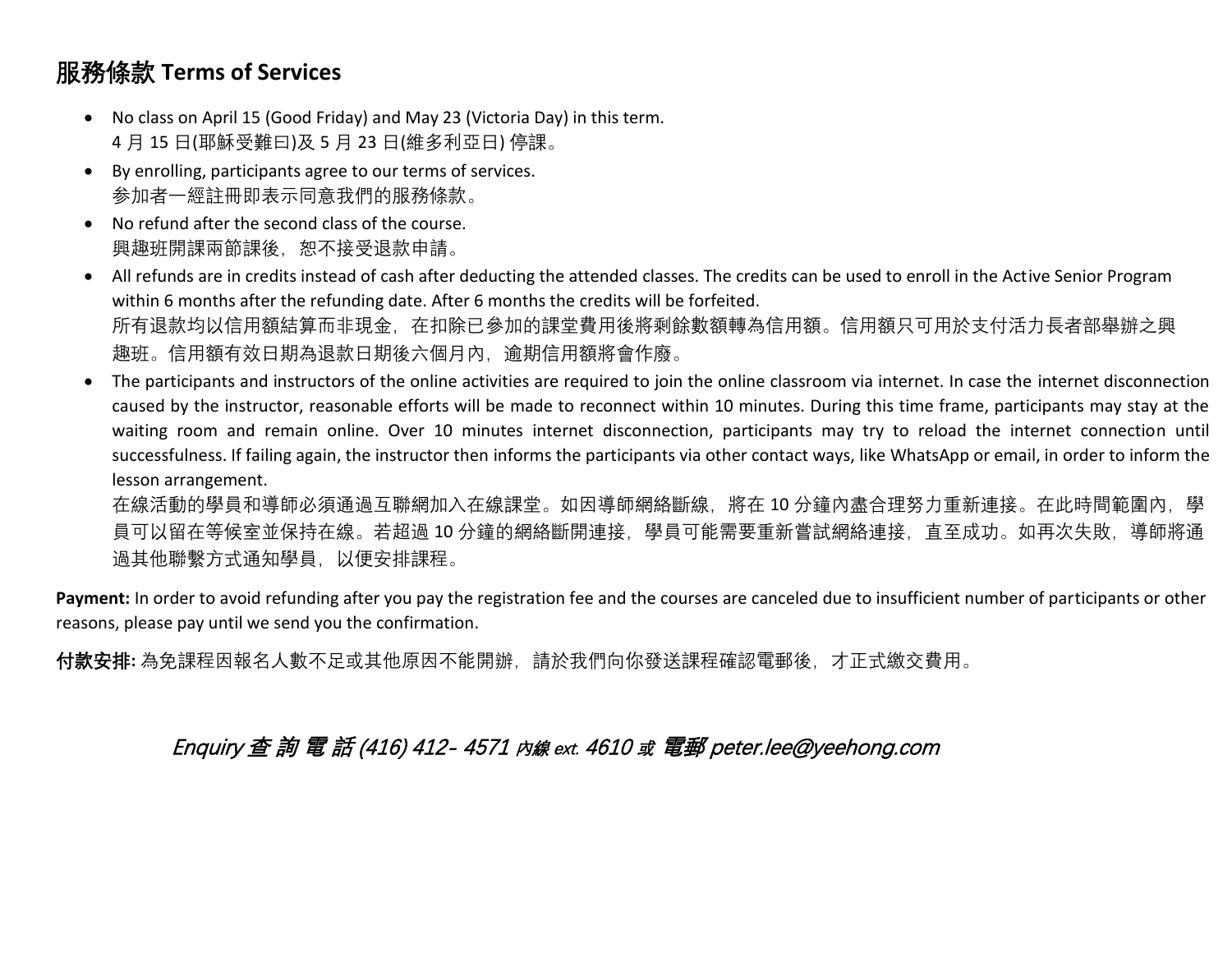## 服務條款 Terms of Services

- No class on April 15 (Good Friday) and May 23 (Victoria Day) in this term.
  4 月 15 日(耶穌受難曰)及 5 月 23 日(維多利亞日) 停課。
- By enrolling, participants agree to our terms of services.
  参加者一經註冊即表示同意我們的服務條款。
- No refund after the second class of the course.
  興趣班開課兩節課後，恕不接受退款申請。
- All refunds are in credits instead of cash after deducting the attended classes. The credits can be used to enroll in the Active Senior Program within 6 months after the refunding date. After 6 months the credits will be forfeited.
  所有退款均以信用額結算而非現金，在扣除已參加的課堂費用後將剩餘數額轉為信用額。信用額只可用於支付活力長者部舉辦之興趣班。信用額有效日期為退款日期後六個月內，逾期信用額將會作廢。
- The participants and instructors of the online activities are required to join the online classroom via internet. In case the internet disconnection caused by the instructor, reasonable efforts will be made to reconnect within 10 minutes. During this time frame, participants may stay at the waiting room and remain online. Over 10 minutes internet disconnection, participants may try to reload the internet connection until successfulness. If failing again, the instructor then informs the participants via other contact ways, like WhatsApp or email, in order to inform the lesson arrangement.
  在線活動的學員和導師必須通過互聯網加入在線課堂。如因導師網絡斷線，將在 10 分鐘內盡合理努力重新連接。在此時間範圍內，學員可以留在等候室並保持在線。若超過 10 分鐘的網絡斷開連接，學員可能需要重新嘗試網絡連接，直至成功。如再次失敗，導師將通過其他聯繫方式通知學員，以便安排課程。

**Payment:** In order to avoid refunding after you pay the registration fee and the courses are canceled due to insufficient number of participants or other reasons, please pay until we send you the confirmation.

**付款安排:** 為免課程因報名人數不足或其他原因不能開辦，請於我們向你發送課程確認電郵後，才正式繳交費用。

*Enquiry 查 詢 電 話 (416) 412- 4571 內線 ext. 4610 或 電郵 peter.lee@yeehong.com*